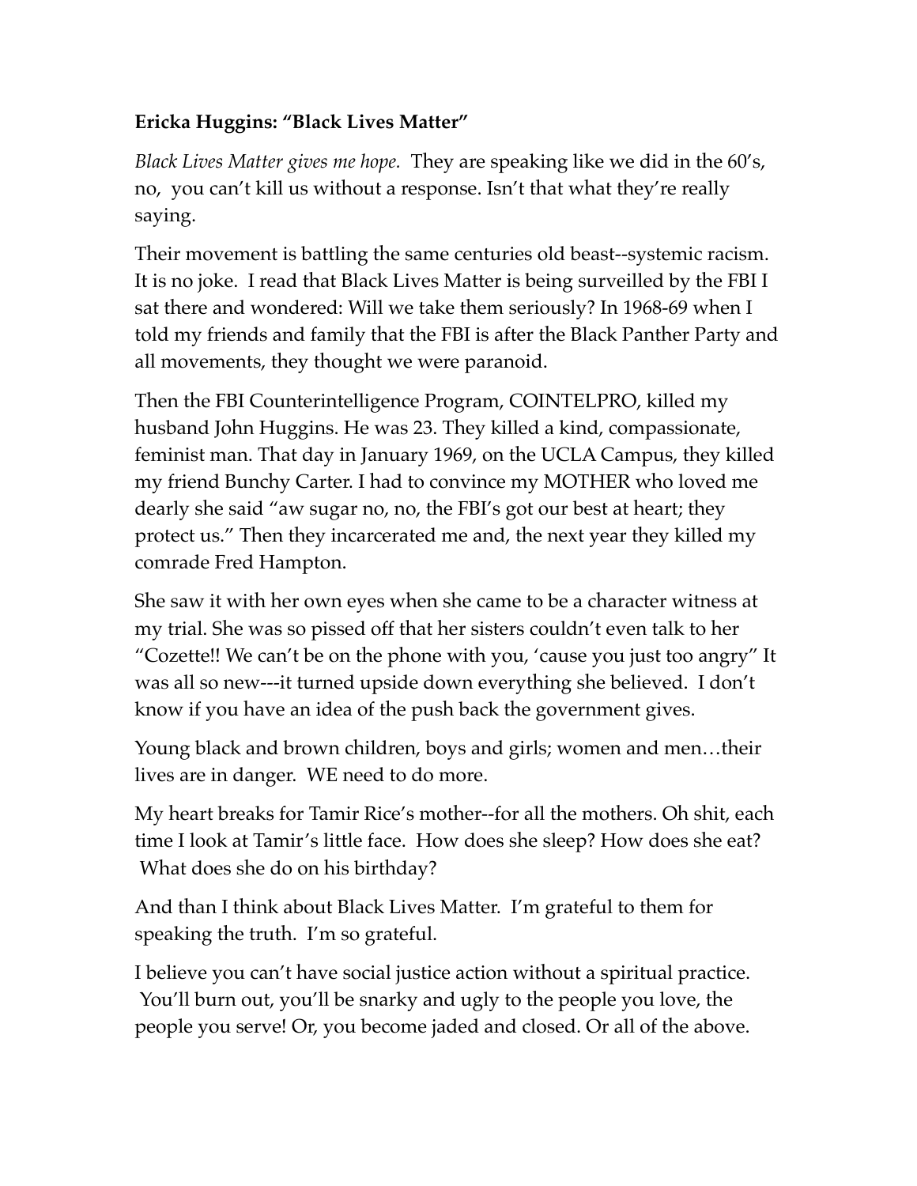**Ericka Huggins: "Black Lives Matter"**

*Black Lives Matter gives me hope.* They are speaking like we did in the 60's, no, you can't kill us without a response. Isn't that what they're really saying.

Their movement is battling the same centuries old beast--systemic racism. It is no joke. I read that Black Lives Matter is being surveilled by the FBI I sat there and wondered: Will we take them seriously? In 1968-69 when I told my friends and family that the FBI is after the Black Panther Party and all movements, they thought we were paranoid.

Then the FBI Counterintelligence Program, COINTELPRO, killed my husband John Huggins. He was 23. They killed a kind, compassionate, feminist man. That day in January 1969, on the UCLA Campus, they killed my friend Bunchy Carter. I had to convince my MOTHER who loved me dearly she said "aw sugar no, no, the FBI's got our best at heart; they protect us." Then they incarcerated me and, the next year they killed my comrade Fred Hampton.

She saw it with her own eyes when she came to be a character witness at my trial. She was so pissed off that her sisters couldn't even talk to her "Cozette!! We can't be on the phone with you, 'cause you just too angry" It was all so new---it turned upside down everything she believed. I don't know if you have an idea of the push back the government gives.

Young black and brown children, boys and girls; women and men…their lives are in danger. WE need to do more.

My heart breaks for Tamir Rice's mother--for all the mothers. Oh shit, each time I look at Tamir's little face. How does she sleep? How does she eat? What does she do on his birthday?

And than I think about Black Lives Matter. I'm grateful to them for speaking the truth. I'm so grateful.

I believe you can't have social justice action without a spiritual practice. You'll burn out, you'll be snarky and ugly to the people you love, the people you serve! Or, you become jaded and closed. Or all of the above.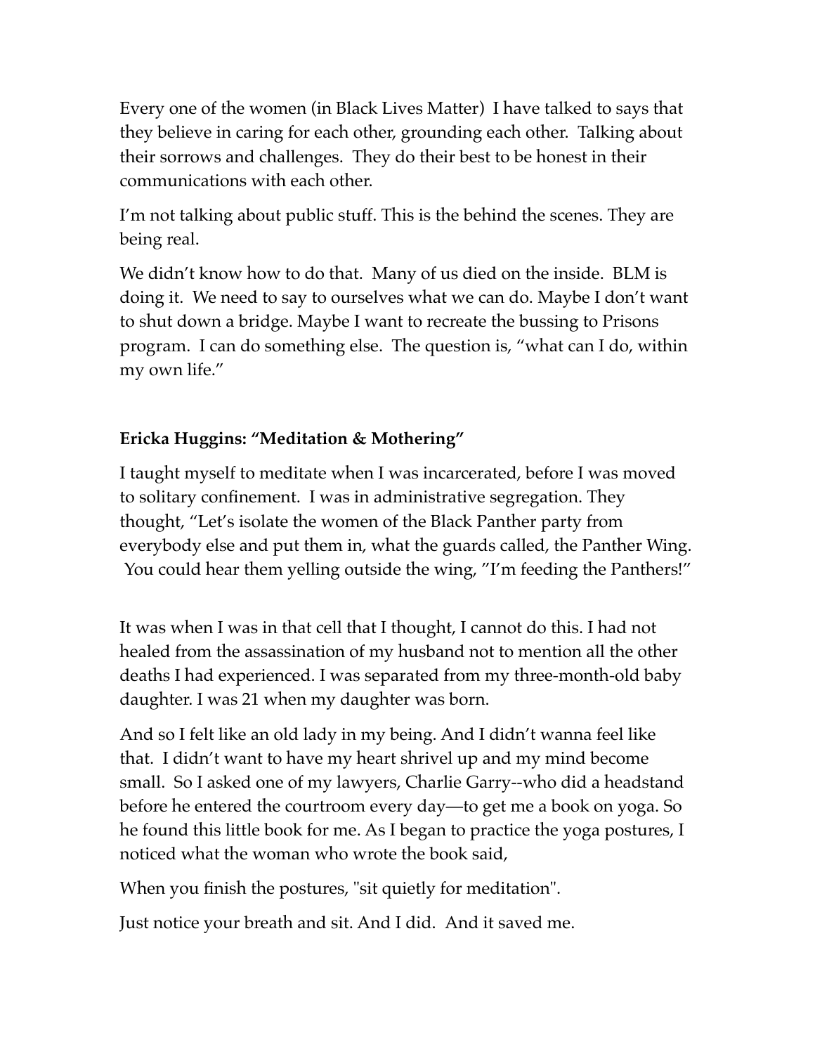Every one of the women (in Black Lives Matter) I have talked to says that they believe in caring for each other, grounding each other. Talking about their sorrows and challenges. They do their best to be honest in their communications with each other.

I'm not talking about public stuff. This is the behind the scenes. They are being real.

We didn't know how to do that. Many of us died on the inside. BLM is doing it. We need to say to ourselves what we can do. Maybe I don't want to shut down a bridge. Maybe I want to recreate the bussing to Prisons program. I can do something else. The question is, "what can I do, within my own life."

**Ericka Huggins: "Meditation & Mothering"**

I taught myself to meditate when I was incarcerated, before I was moved to solitary confinement. I was in administrative segregation. They thought, "Let's isolate the women of the Black Panther party from everybody else and put them in, what the guards called, the Panther Wing. You could hear them yelling outside the wing, "I'm feeding the Panthers!"

It was when I was in that cell that I thought, I cannot do this. I had not healed from the assassination of my husband not to mention all the other deaths I had experienced. I was separated from my three-month-old baby daughter. I was 21 when my daughter was born.

And so I felt like an old lady in my being. And I didn't wanna feel like that. I didn't want to have my heart shrivel up and my mind become small. So I asked one of my lawyers, Charlie Garry--who did a headstand before he entered the courtroom every day—to get me a book on yoga. So he found this little book for me. As I began to practice the yoga postures, I noticed what the woman who wrote the book said,

When you finish the postures, "sit quietly for meditation".

Just notice your breath and sit. And I did. And it saved me.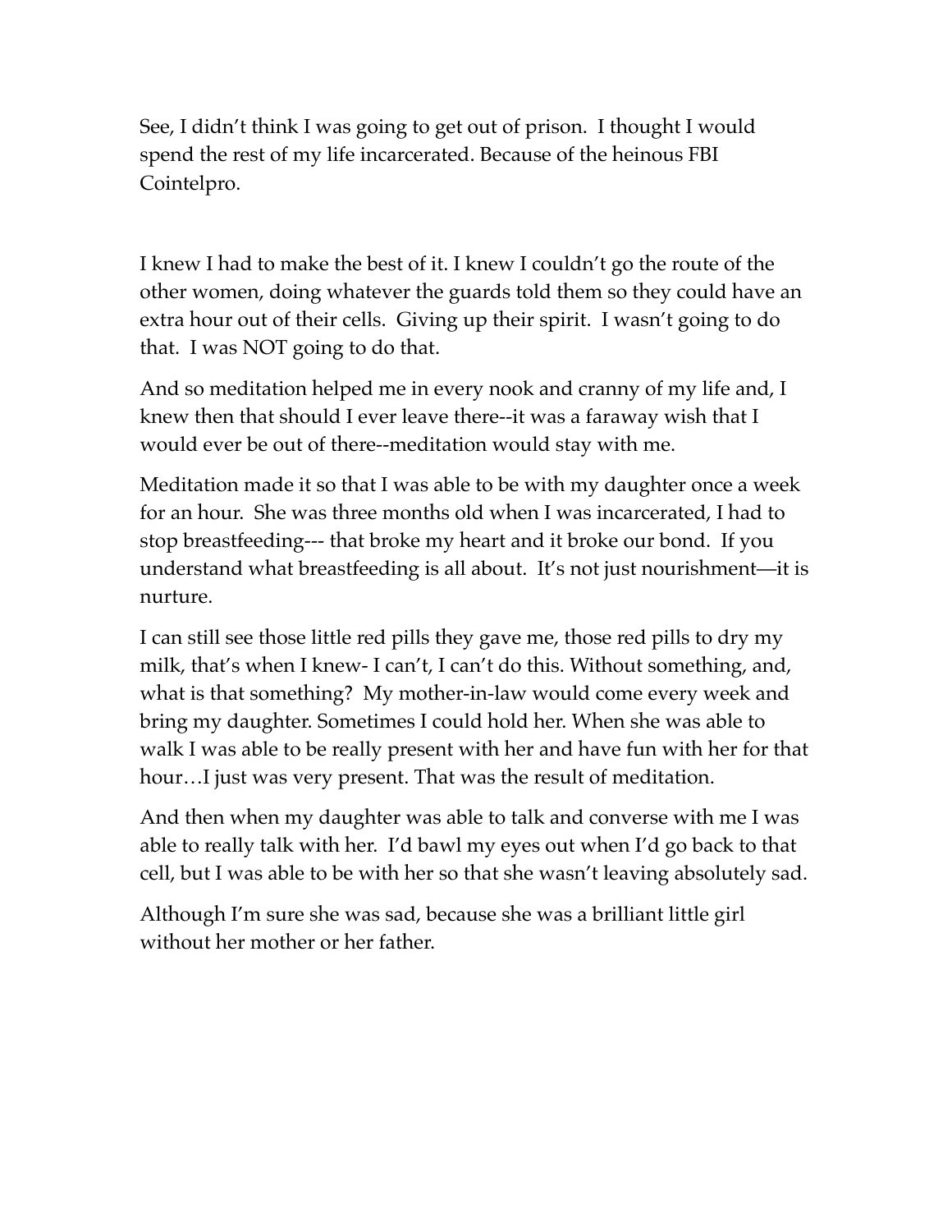See, I didn't think I was going to get out of prison. I thought I would spend the rest of my life incarcerated. Because of the heinous FBI Cointelpro.

I knew I had to make the best of it. I knew I couldn't go the route of the other women, doing whatever the guards told them so they could have an extra hour out of their cells. Giving up their spirit. I wasn't going to do that. I was NOT going to do that.

And so meditation helped me in every nook and cranny of my life and, I knew then that should I ever leave there--it was a faraway wish that I would ever be out of there--meditation would stay with me.

Meditation made it so that I was able to be with my daughter once a week for an hour. She was three months old when I was incarcerated, I had to stop breastfeeding--- that broke my heart and it broke our bond. If you understand what breastfeeding is all about. It's not just nourishment—it is nurture.

I can still see those little red pills they gave me, those red pills to dry my milk, that's when I knew- I can't, I can't do this. Without something, and, what is that something? My mother-in-law would come every week and bring my daughter. Sometimes I could hold her. When she was able to walk I was able to be really present with her and have fun with her for that hour…I just was very present. That was the result of meditation.

And then when my daughter was able to talk and converse with me I was able to really talk with her. I'd bawl my eyes out when I'd go back to that cell, but I was able to be with her so that she wasn't leaving absolutely sad.

Although I'm sure she was sad, because she was a brilliant little girl without her mother or her father.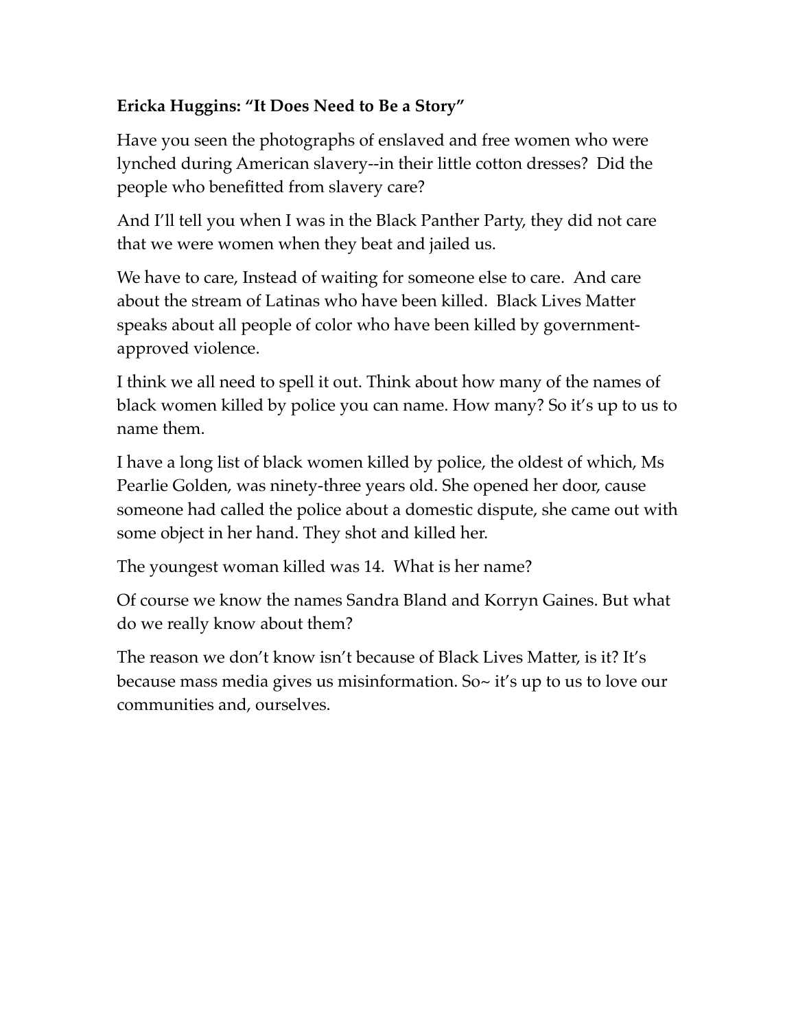**Ericka Huggins: "It Does Need to Be a Story"**

Have you seen the photographs of enslaved and free women who were lynched during American slavery--in their little cotton dresses? Did the people who benefitted from slavery care?

And I'll tell you when I was in the Black Panther Party, they did not care that we were women when they beat and jailed us.

We have to care, Instead of waiting for someone else to care. And care about the stream of Latinas who have been killed. Black Lives Matter speaks about all people of color who have been killed by government-approved violence.

I think we all need to spell it out. Think about how many of the names of black women killed by police you can name. How many? So it's up to us to name them.

I have a long list of black women killed by police, the oldest of which, Ms Pearlie Golden, was ninety-three years old. She opened her door, cause someone had called the police about a domestic dispute, she came out with some object in her hand. They shot and killed her.

The youngest woman killed was 14. What is her name?

Of course we know the names Sandra Bland and Korryn Gaines. But what do we really know about them?

The reason we don't know isn't because of Black Lives Matter, is it? It's because mass media gives us misinformation. So~ it's up to us to love our communities and, ourselves.